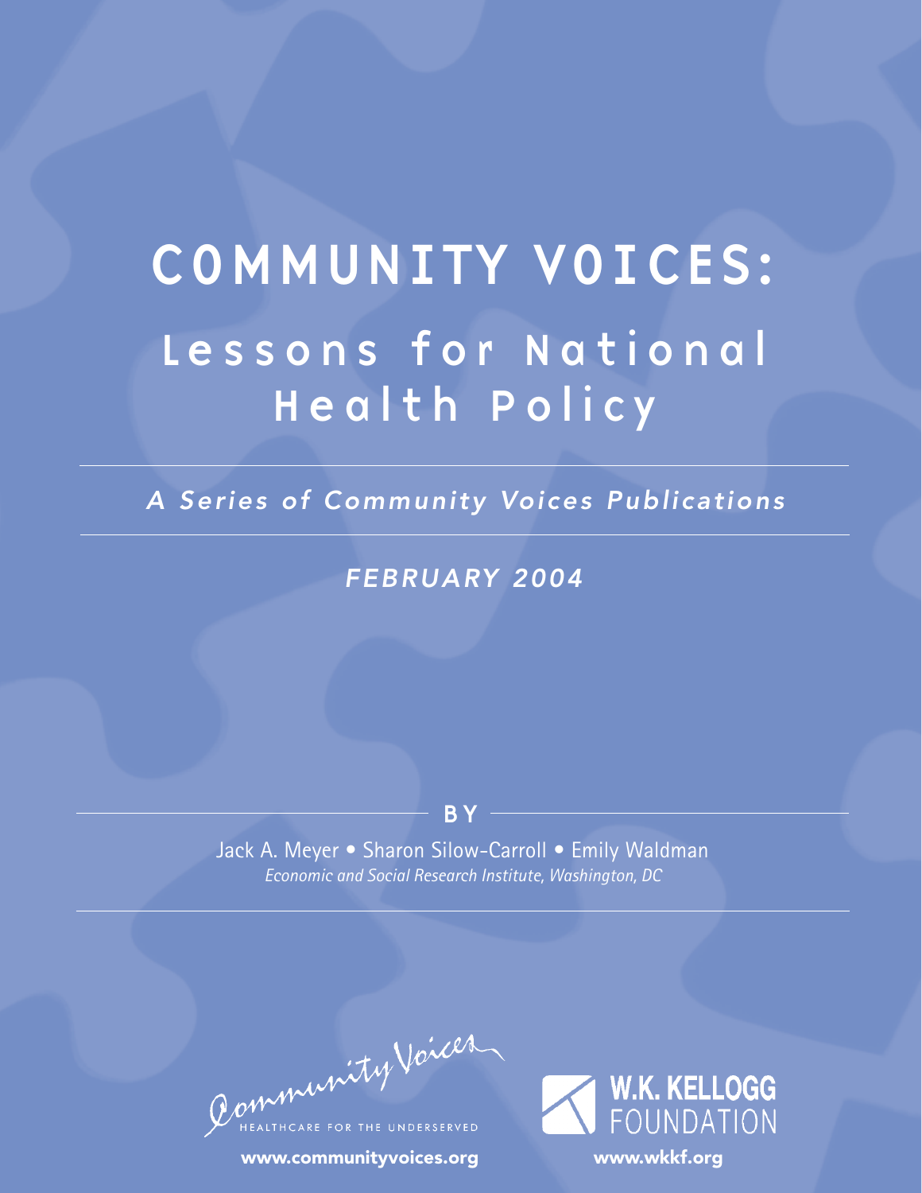# COMMUNITY VOICES: Lessons for National Health Policy

*A Series of Community Voices Publications*

*FEBRUARY 2004*

**BY**

Jack A. Meyer • Sharon Silow-Carroll • Emily Waldman

*Economic and Social Research Institute, Washington, DC*

Community Voices
HEALTHCARE FOR THE UNDERSERVED

**www.communityvoices.org**

W.K. KELLOGG FOUNDATION

**www.wkkf.org**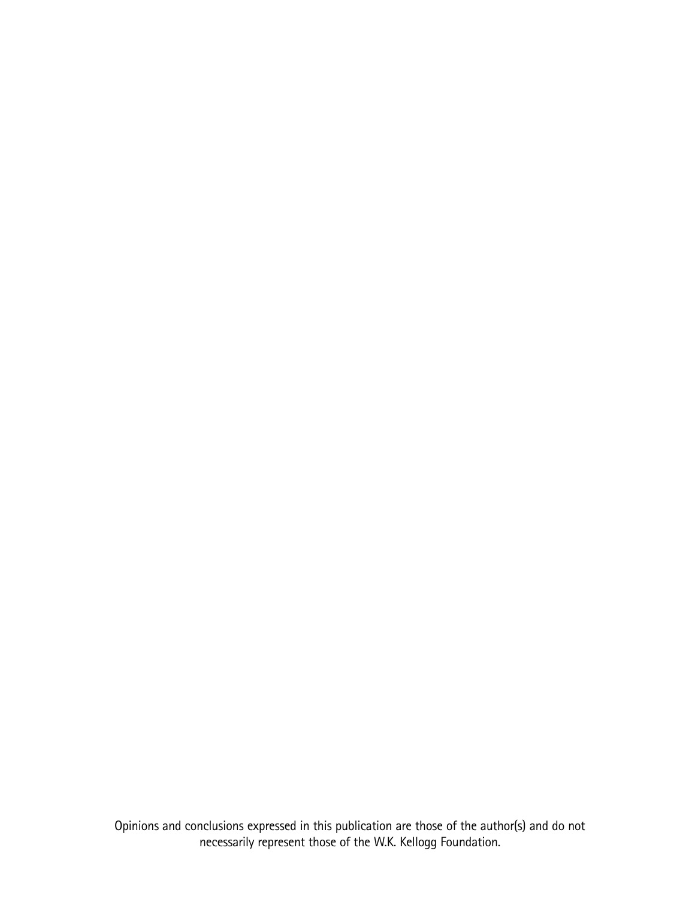Opinions and conclusions expressed in this publication are those of the author(s) and do not necessarily represent those of the W.K. Kellogg Foundation.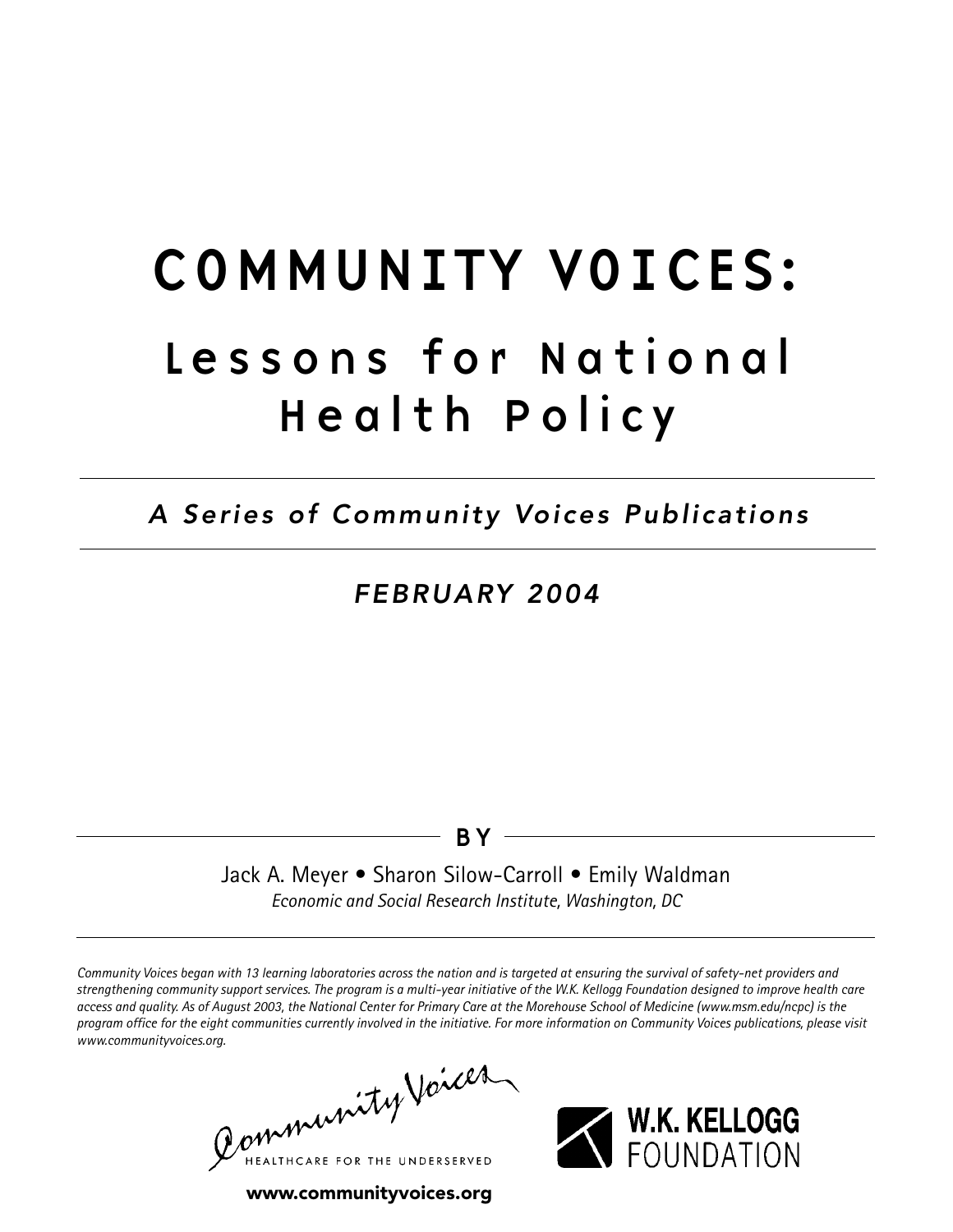# COMMUNITY VOICES:

## Lessons for National Health Policy

*A Series of Community Voices Publications*

*FEBRUARY 2004*

**BY**

Jack A. Meyer • Sharon Silow-Carroll • Emily Waldman

*Economic and Social Research Institute, Washington, DC*

*Community Voices began with 13 learning laboratories across the nation and is targeted at ensuring the survival of safety-net providers and strengthening community support services. The program is a multi-year initiative of the W.K. Kellogg Foundation designed to improve health care access and quality. As of August 2003, the National Center for Primary Care at the Morehouse School of Medicine (www.msm.edu/ncpc) is the program office for the eight communities currently involved in the initiative. For more information on Community Voices publications, please visit www.communityvoices.org.*

Community Voices

HEALTHCARE FOR THE UNDERSERVED

**www.communityvoices.org**

W.K. KELLOGG FOUNDATION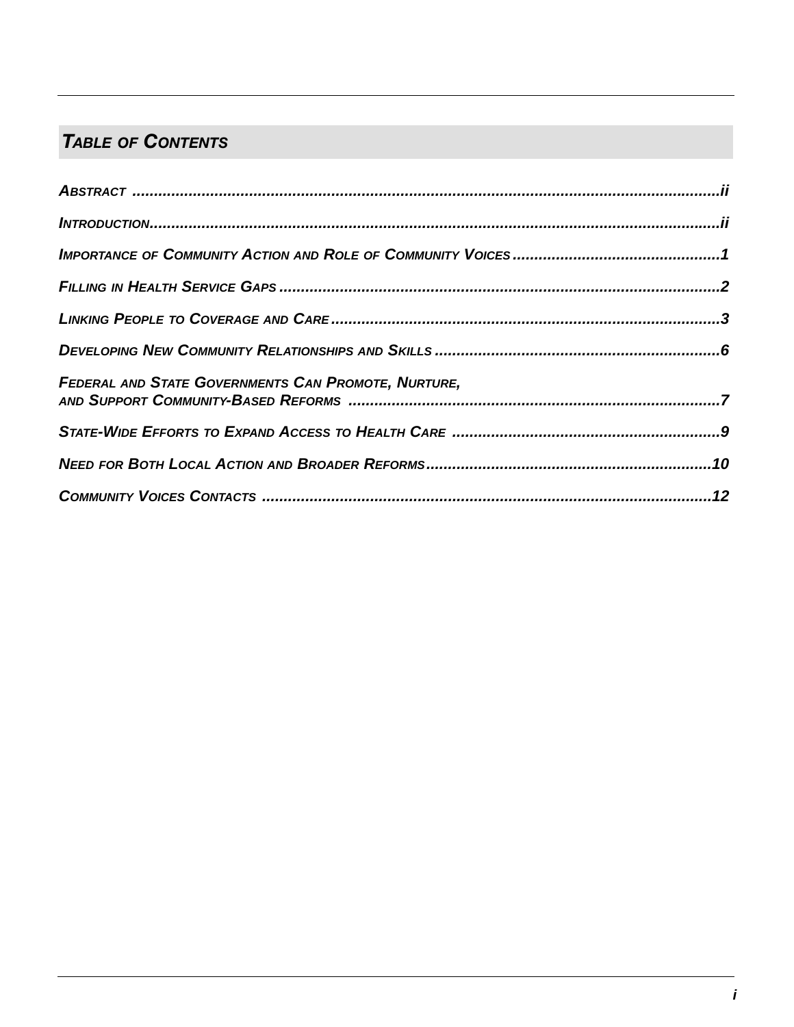## *Table of Contents*

| | |
|---|---|
| ***Abstract*** | ***ii*** |
| ***Introduction*** | ***ii*** |
| ***Importance of Community Action and Role of Community Voices*** | ***1*** |
| ***Filling in Health Service Gaps*** | ***2*** |
| ***Linking People to Coverage and Care*** | ***3*** |
| ***Developing New Community Relationships and Skills*** | ***6*** |
| ***Federal and State Governments Can Promote, Nurture, and Support Community-Based Reforms*** | ***7*** |
| ***State-Wide Efforts to Expand Access to Health Care*** | ***9*** |
| ***Need for Both Local Action and Broader Reforms*** | ***10*** |
| ***Community Voices Contacts*** | ***12*** |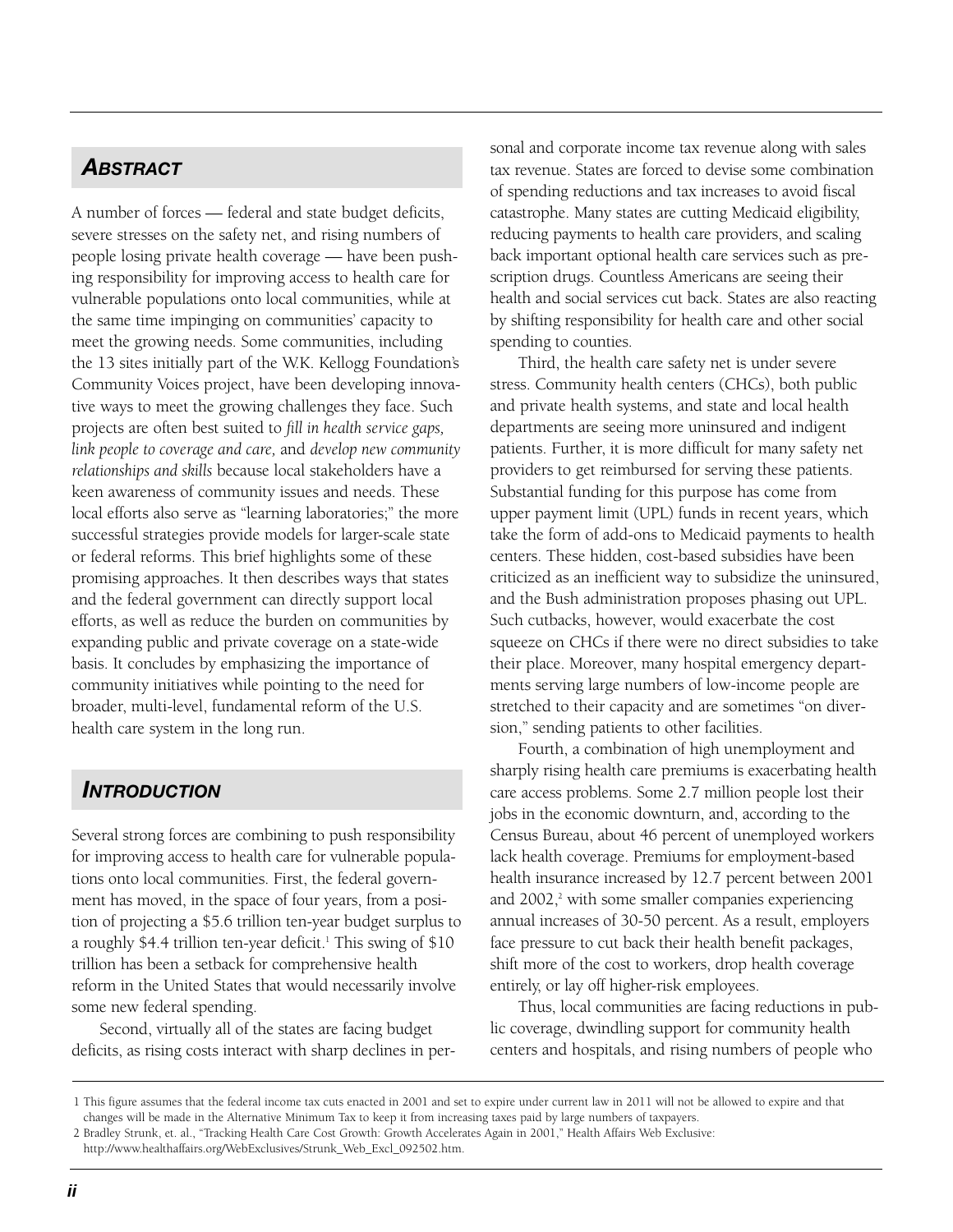## *Abstract*

A number of forces — federal and state budget deficits, severe stresses on the safety net, and rising numbers of people losing private health coverage — have been pushing responsibility for improving access to health care for vulnerable populations onto local communities, while at the same time impinging on communities' capacity to meet the growing needs. Some communities, including the 13 sites initially part of the W.K. Kellogg Foundation's Community Voices project, have been developing innovative ways to meet the growing challenges they face. Such projects are often best suited to *fill in health service gaps, link people to coverage and care,* and *develop new community relationships and skills* because local stakeholders have a keen awareness of community issues and needs. These local efforts also serve as "learning laboratories;" the more successful strategies provide models for larger-scale state or federal reforms. This brief highlights some of these promising approaches. It then describes ways that states and the federal government can directly support local efforts, as well as reduce the burden on communities by expanding public and private coverage on a state-wide basis. It concludes by emphasizing the importance of community initiatives while pointing to the need for broader, multi-level, fundamental reform of the U.S. health care system in the long run.

## *Introduction*

Several strong forces are combining to push responsibility for improving access to health care for vulnerable populations onto local communities. First, the federal government has moved, in the space of four years, from a position of projecting a $5.6 trillion ten-year budget surplus to a roughly $4.4 trillion ten-year deficit.[1] This swing of $10 trillion has been a setback for comprehensive health reform in the United States that would necessarily involve some new federal spending.

Second, virtually all of the states are facing budget deficits, as rising costs interact with sharp declines in personal and corporate income tax revenue along with sales tax revenue. States are forced to devise some combination of spending reductions and tax increases to avoid fiscal catastrophe. Many states are cutting Medicaid eligibility, reducing payments to health care providers, and scaling back important optional health care services such as prescription drugs. Countless Americans are seeing their health and social services cut back. States are also reacting by shifting responsibility for health care and other social spending to counties.

Third, the health care safety net is under severe stress. Community health centers (CHCs), both public and private health systems, and state and local health departments are seeing more uninsured and indigent patients. Further, it is more difficult for many safety net providers to get reimbursed for serving these patients. Substantial funding for this purpose has come from upper payment limit (UPL) funds in recent years, which take the form of add-ons to Medicaid payments to health centers. These hidden, cost-based subsidies have been criticized as an inefficient way to subsidize the uninsured, and the Bush administration proposes phasing out UPL. Such cutbacks, however, would exacerbate the cost squeeze on CHCs if there were no direct subsidies to take their place. Moreover, many hospital emergency departments serving large numbers of low-income people are stretched to their capacity and are sometimes "on diversion," sending patients to other facilities.

Fourth, a combination of high unemployment and sharply rising health care premiums is exacerbating health care access problems. Some 2.7 million people lost their jobs in the economic downturn, and, according to the Census Bureau, about 46 percent of unemployed workers lack health coverage. Premiums for employment-based health insurance increased by 12.7 percent between 2001 and 2002,[2] with some smaller companies experiencing annual increases of 30-50 percent. As a result, employers face pressure to cut back their health benefit packages, shift more of the cost to workers, drop health coverage entirely, or lay off higher-risk employees.

Thus, local communities are facing reductions in public coverage, dwindling support for community health centers and hospitals, and rising numbers of people who

1 This figure assumes that the federal income tax cuts enacted in 2001 and set to expire under current law in 2011 will not be allowed to expire and that changes will be made in the Alternative Minimum Tax to keep it from increasing taxes paid by large numbers of taxpayers.

2 Bradley Strunk, et. al., "Tracking Health Care Cost Growth: Growth Accelerates Again in 2001," Health Affairs Web Exclusive: http://www.healthaffairs.org/WebExclusives/Strunk_Web_Excl_092502.htm.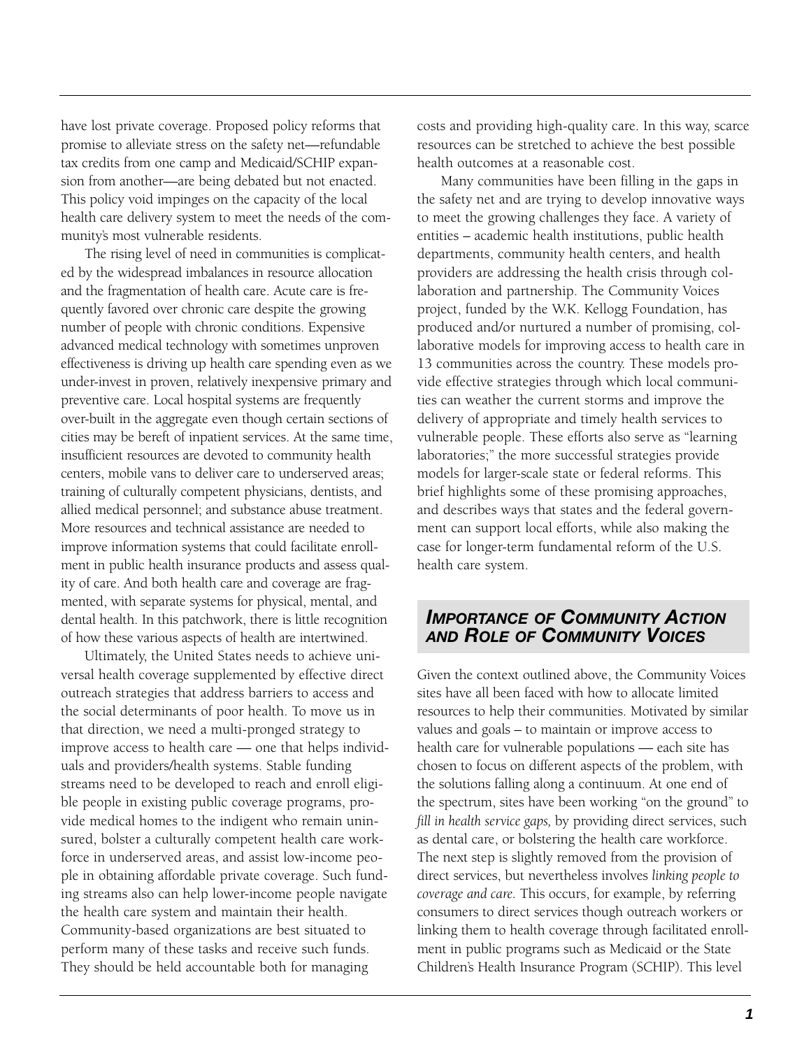have lost private coverage. Proposed policy reforms that promise to alleviate stress on the safety net—refundable tax credits from one camp and Medicaid/SCHIP expansion from another—are being debated but not enacted. This policy void impinges on the capacity of the local health care delivery system to meet the needs of the community's most vulnerable residents.

The rising level of need in communities is complicated by the widespread imbalances in resource allocation and the fragmentation of health care. Acute care is frequently favored over chronic care despite the growing number of people with chronic conditions. Expensive advanced medical technology with sometimes unproven effectiveness is driving up health care spending even as we under-invest in proven, relatively inexpensive primary and preventive care. Local hospital systems are frequently over-built in the aggregate even though certain sections of cities may be bereft of inpatient services. At the same time, insufficient resources are devoted to community health centers, mobile vans to deliver care to underserved areas; training of culturally competent physicians, dentists, and allied medical personnel; and substance abuse treatment. More resources and technical assistance are needed to improve information systems that could facilitate enrollment in public health insurance products and assess quality of care. And both health care and coverage are fragmented, with separate systems for physical, mental, and dental health. In this patchwork, there is little recognition of how these various aspects of health are intertwined.

Ultimately, the United States needs to achieve universal health coverage supplemented by effective direct outreach strategies that address barriers to access and the social determinants of poor health. To move us in that direction, we need a multi-pronged strategy to improve access to health care — one that helps individuals and providers/health systems. Stable funding streams need to be developed to reach and enroll eligible people in existing public coverage programs, provide medical homes to the indigent who remain uninsured, bolster a culturally competent health care workforce in underserved areas, and assist low-income people in obtaining affordable private coverage. Such funding streams also can help lower-income people navigate the health care system and maintain their health. Community-based organizations are best situated to perform many of these tasks and receive such funds. They should be held accountable both for managing costs and providing high-quality care. In this way, scarce resources can be stretched to achieve the best possible health outcomes at a reasonable cost.

Many communities have been filling in the gaps in the safety net and are trying to develop innovative ways to meet the growing challenges they face. A variety of entities – academic health institutions, public health departments, community health centers, and health providers are addressing the health crisis through collaboration and partnership. The Community Voices project, funded by the W.K. Kellogg Foundation, has produced and/or nurtured a number of promising, collaborative models for improving access to health care in 13 communities across the country. These models provide effective strategies through which local communities can weather the current storms and improve the delivery of appropriate and timely health services to vulnerable people. These efforts also serve as "learning laboratories;" the more successful strategies provide models for larger-scale state or federal reforms. This brief highlights some of these promising approaches, and describes ways that states and the federal government can support local efforts, while also making the case for longer-term fundamental reform of the U.S. health care system.

## Importance of Community Action and Role of Community Voices

Given the context outlined above, the Community Voices sites have all been faced with how to allocate limited resources to help their communities. Motivated by similar values and goals – to maintain or improve access to health care for vulnerable populations — each site has chosen to focus on different aspects of the problem, with the solutions falling along a continuum. At one end of the spectrum, sites have been working "on the ground" to *fill in health service gaps,* by providing direct services, such as dental care, or bolstering the health care workforce. The next step is slightly removed from the provision of direct services, but nevertheless involves *linking people to coverage and care.* This occurs, for example, by referring consumers to direct services though outreach workers or linking them to health coverage through facilitated enrollment in public programs such as Medicaid or the State Children's Health Insurance Program (SCHIP). This level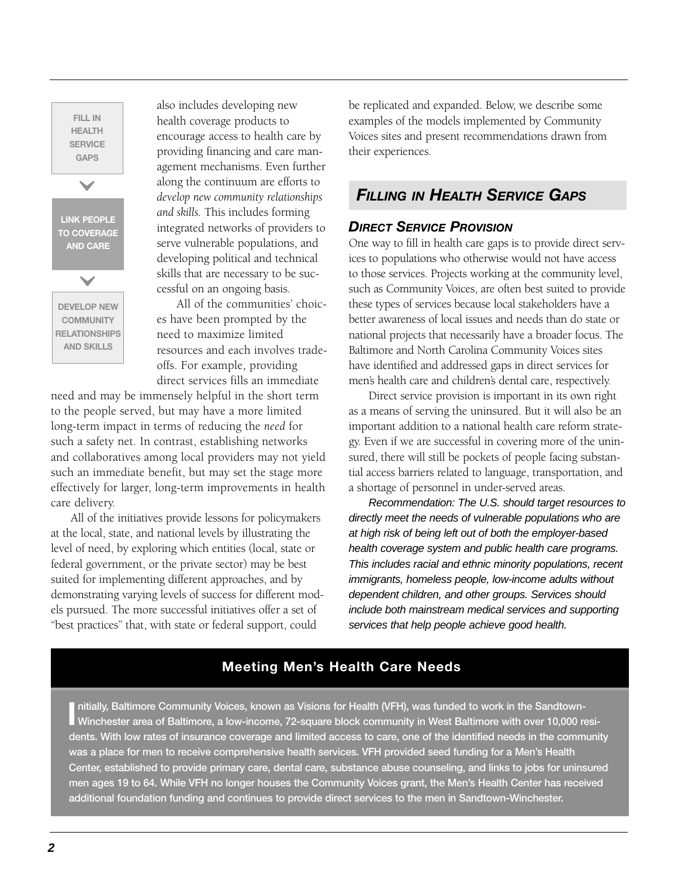FILL IN HEALTH SERVICE GAPS

LINK PEOPLE TO COVERAGE AND CARE

DEVELOP NEW COMMUNITY RELATIONSHIPS AND SKILLS

also includes developing new health coverage products to encourage access to health care by providing financing and care management mechanisms. Even further along the continuum are efforts to *develop new community relationships and skills.* This includes forming integrated networks of providers to serve vulnerable populations, and developing political and technical skills that are necessary to be successful on an ongoing basis.

All of the communities' choices have been prompted by the need to maximize limited resources and each involves tradeoffs. For example, providing direct services fills an immediate need and may be immensely helpful in the short term to the people served, but may have a more limited long-term impact in terms of reducing the *need* for such a safety net. In contrast, establishing networks and collaboratives among local providers may not yield such an immediate benefit, but may set the stage more effectively for larger, long-term improvements in health care delivery.

All of the initiatives provide lessons for policymakers at the local, state, and national levels by illustrating the level of need, by exploring which entities (local, state or federal government, or the private sector) may be best suited for implementing different approaches, and by demonstrating varying levels of success for different models pursued. The more successful initiatives offer a set of "best practices" that, with state or federal support, could be replicated and expanded. Below, we describe some examples of the models implemented by Community Voices sites and present recommendations drawn from their experiences.

## FILLING IN HEALTH SERVICE GAPS

### DIRECT SERVICE PROVISION

One way to fill in health care gaps is to provide direct services to populations who otherwise would not have access to those services. Projects working at the community level, such as Community Voices, are often best suited to provide these types of services because local stakeholders have a better awareness of local issues and needs than do state or national projects that necessarily have a broader focus. The Baltimore and North Carolina Community Voices sites have identified and addressed gaps in direct services for men's health care and children's dental care, respectively.

Direct service provision is important in its own right as a means of serving the uninsured. But it will also be an important addition to a national health care reform strategy. Even if we are successful in covering more of the uninsured, there will still be pockets of people facing substantial access barriers related to language, transportation, and a shortage of personnel in under-served areas.

*Recommendation: The U.S. should target resources to directly meet the needs of vulnerable populations who are at high risk of being left out of both the employer-based health coverage system and public health care programs. This includes racial and ethnic minority populations, recent immigrants, homeless people, low-income adults without dependent children, and other groups. Services should include both mainstream medical services and supporting services that help people achieve good health.*

### Meeting Men's Health Care Needs

**Initially, Baltimore Community Voices, known as Visions for Health (VFH), was funded to work in the Sandtown-Winchester area of Baltimore, a low-income, 72-square block community in West Baltimore with over 10,000 residents. With low rates of insurance coverage and limited access to care, one of the identified needs in the community was a place for men to receive comprehensive health services. VFH provided seed funding for a Men's Health Center, established to provide primary care, dental care, substance abuse counseling, and links to jobs for uninsured men ages 19 to 64. While VFH no longer houses the Community Voices grant, the Men's Health Center has received additional foundation funding and continues to provide direct services to the men in Sandtown-Winchester.**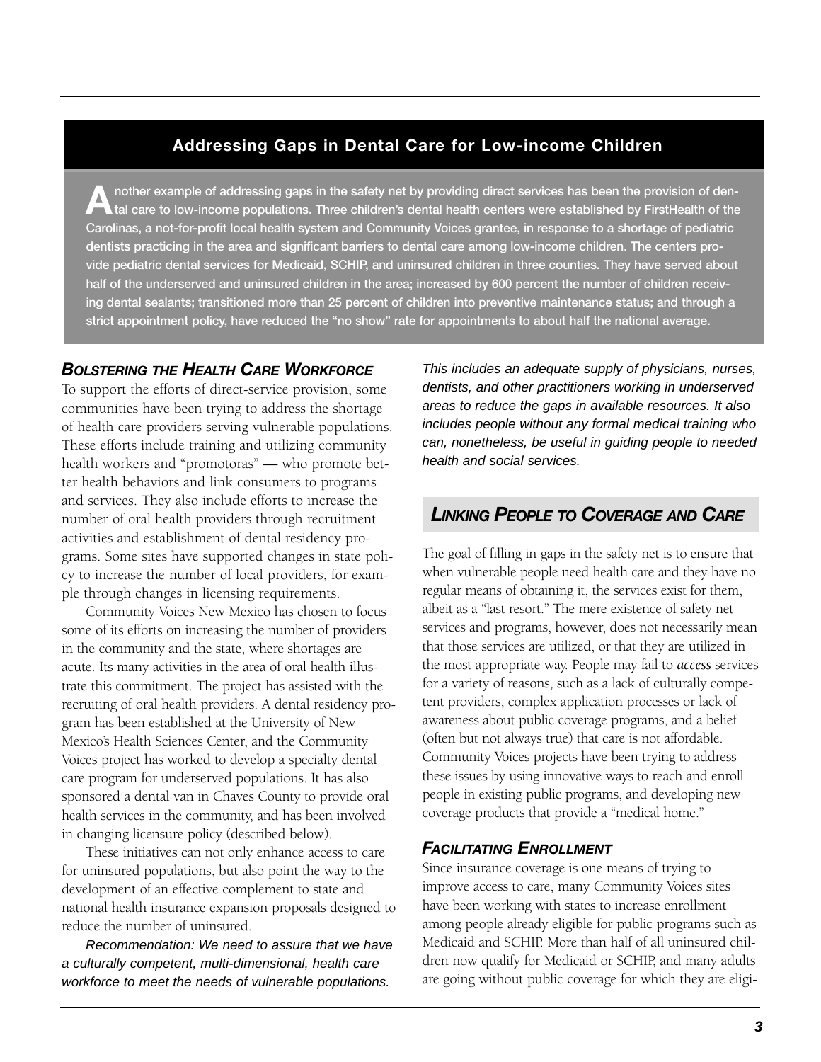## Addressing Gaps in Dental Care for Low-income Children

**Another example of addressing gaps in the safety net by providing direct services has been the provision of dental care to low-income populations. Three children's dental health centers were established by FirstHealth of the Carolinas, a not-for-profit local health system and Community Voices grantee, in response to a shortage of pediatric dentists practicing in the area and significant barriers to dental care among low-income children. The centers provide pediatric dental services for Medicaid, SCHIP, and uninsured children in three counties. They have served about half of the underserved and uninsured children in the area; increased by 600 percent the number of children receiving dental sealants; transitioned more than 25 percent of children into preventive maintenance status; and through a strict appointment policy, have reduced the "no show" rate for appointments to about half the national average.**

### *Bolstering the Health Care Workforce*

To support the efforts of direct-service provision, some communities have been trying to address the shortage of health care providers serving vulnerable populations. These efforts include training and utilizing community health workers and "promotoras" — who promote better health behaviors and link consumers to programs and services. They also include efforts to increase the number of oral health providers through recruitment activities and establishment of dental residency programs. Some sites have supported changes in state policy to increase the number of local providers, for example through changes in licensing requirements.

Community Voices New Mexico has chosen to focus some of its efforts on increasing the number of providers in the community and the state, where shortages are acute. Its many activities in the area of oral health illustrate this commitment. The project has assisted with the recruiting of oral health providers. A dental residency program has been established at the University of New Mexico's Health Sciences Center, and the Community Voices project has worked to develop a specialty dental care program for underserved populations. It has also sponsored a dental van in Chaves County to provide oral health services in the community, and has been involved in changing licensure policy (described below).

These initiatives can not only enhance access to care for uninsured populations, but also point the way to the development of an effective complement to state and national health insurance expansion proposals designed to reduce the number of uninsured.

*Recommendation: We need to assure that we have a culturally competent, multi-dimensional, health care workforce to meet the needs of vulnerable populations. This includes an adequate supply of physicians, nurses, dentists, and other practitioners working in underserved areas to reduce the gaps in available resources. It also includes people without any formal medical training who can, nonetheless, be useful in guiding people to needed health and social services.*

## *Linking People to Coverage and Care*

The goal of filling in gaps in the safety net is to ensure that when vulnerable people need health care and they have no regular means of obtaining it, the services exist for them, albeit as a "last resort." The mere existence of safety net services and programs, however, does not necessarily mean that those services are utilized, or that they are utilized in the most appropriate way. People may fail to *access* services for a variety of reasons, such as a lack of culturally competent providers, complex application processes or lack of awareness about public coverage programs, and a belief (often but not always true) that care is not affordable. Community Voices projects have been trying to address these issues by using innovative ways to reach and enroll people in existing public programs, and developing new coverage products that provide a "medical home."

### *Facilitating Enrollment*

Since insurance coverage is one means of trying to improve access to care, many Community Voices sites have been working with states to increase enrollment among people already eligible for public programs such as Medicaid and SCHIP. More than half of all uninsured children now qualify for Medicaid or SCHIP, and many adults are going without public coverage for which they are eligi-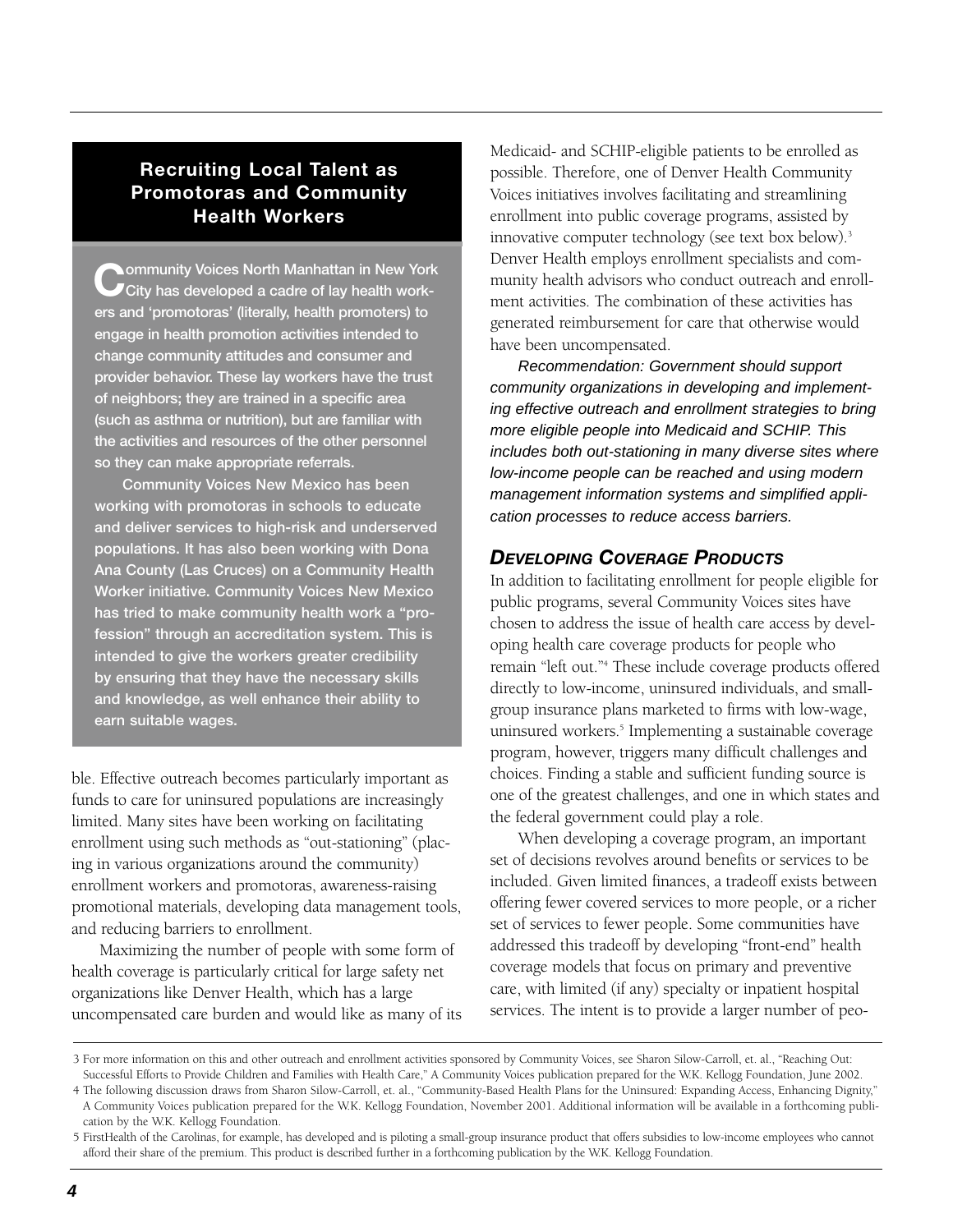### Recruiting Local Talent as Promotoras and Community Health Workers

**Community Voices North Manhattan in New York City has developed a cadre of lay health workers and 'promotoras' (literally, health promoters) to engage in health promotion activities intended to change community attitudes and consumer and provider behavior. These lay workers have the trust of neighbors; they are trained in a specific area (such as asthma or nutrition), but are familiar with the activities and resources of the other personnel so they can make appropriate referrals.**

**Community Voices New Mexico has been working with promotoras in schools to educate and deliver services to high-risk and underserved populations. It has also been working with Dona Ana County (Las Cruces) on a Community Health Worker initiative. Community Voices New Mexico has tried to make community health work a "profession" through an accreditation system. This is intended to give the workers greater credibility by ensuring that they have the necessary skills and knowledge, as well enhance their ability to earn suitable wages.**

ble. Effective outreach becomes particularly important as funds to care for uninsured populations are increasingly limited. Many sites have been working on facilitating enrollment using such methods as "out-stationing" (placing in various organizations around the community) enrollment workers and promotoras, awareness-raising promotional materials, developing data management tools, and reducing barriers to enrollment.

Maximizing the number of people with some form of health coverage is particularly critical for large safety net organizations like Denver Health, which has a large uncompensated care burden and would like as many of its Medicaid- and SCHIP-eligible patients to be enrolled as possible. Therefore, one of Denver Health Community Voices initiatives involves facilitating and streamlining enrollment into public coverage programs, assisted by innovative computer technology (see text box below).[3] Denver Health employs enrollment specialists and community health advisors who conduct outreach and enrollment activities. The combination of these activities has generated reimbursement for care that otherwise would have been uncompensated.

*Recommendation: Government should support community organizations in developing and implementing effective outreach and enrollment strategies to bring more eligible people into Medicaid and SCHIP. This includes both out-stationing in many diverse sites where low-income people can be reached and using modern management information systems and simplified application processes to reduce access barriers.*

## *Developing Coverage Products*

In addition to facilitating enrollment for people eligible for public programs, several Community Voices sites have chosen to address the issue of health care access by developing health care coverage products for people who remain "left out."[4] These include coverage products offered directly to low-income, uninsured individuals, and small-group insurance plans marketed to firms with low-wage, uninsured workers.[5] Implementing a sustainable coverage program, however, triggers many difficult challenges and choices. Finding a stable and sufficient funding source is one of the greatest challenges, and one in which states and the federal government could play a role.

When developing a coverage program, an important set of decisions revolves around benefits or services to be included. Given limited finances, a tradeoff exists between offering fewer covered services to more people, or a richer set of services to fewer people. Some communities have addressed this tradeoff by developing "front-end" health coverage models that focus on primary and preventive care, with limited (if any) specialty or inpatient hospital services. The intent is to provide a larger number of peo-

3 For more information on this and other outreach and enrollment activities sponsored by Community Voices, see Sharon Silow-Carroll, et. al., "Reaching Out: Successful Efforts to Provide Children and Families with Health Care," A Community Voices publication prepared for the W.K. Kellogg Foundation, June 2002.

4 The following discussion draws from Sharon Silow-Carroll, et. al., "Community-Based Health Plans for the Uninsured: Expanding Access, Enhancing Dignity," A Community Voices publication prepared for the W.K. Kellogg Foundation, November 2001. Additional information will be available in a forthcoming publication by the W.K. Kellogg Foundation.

5 FirstHealth of the Carolinas, for example, has developed and is piloting a small-group insurance product that offers subsidies to low-income employees who cannot afford their share of the premium. This product is described further in a forthcoming publication by the W.K. Kellogg Foundation.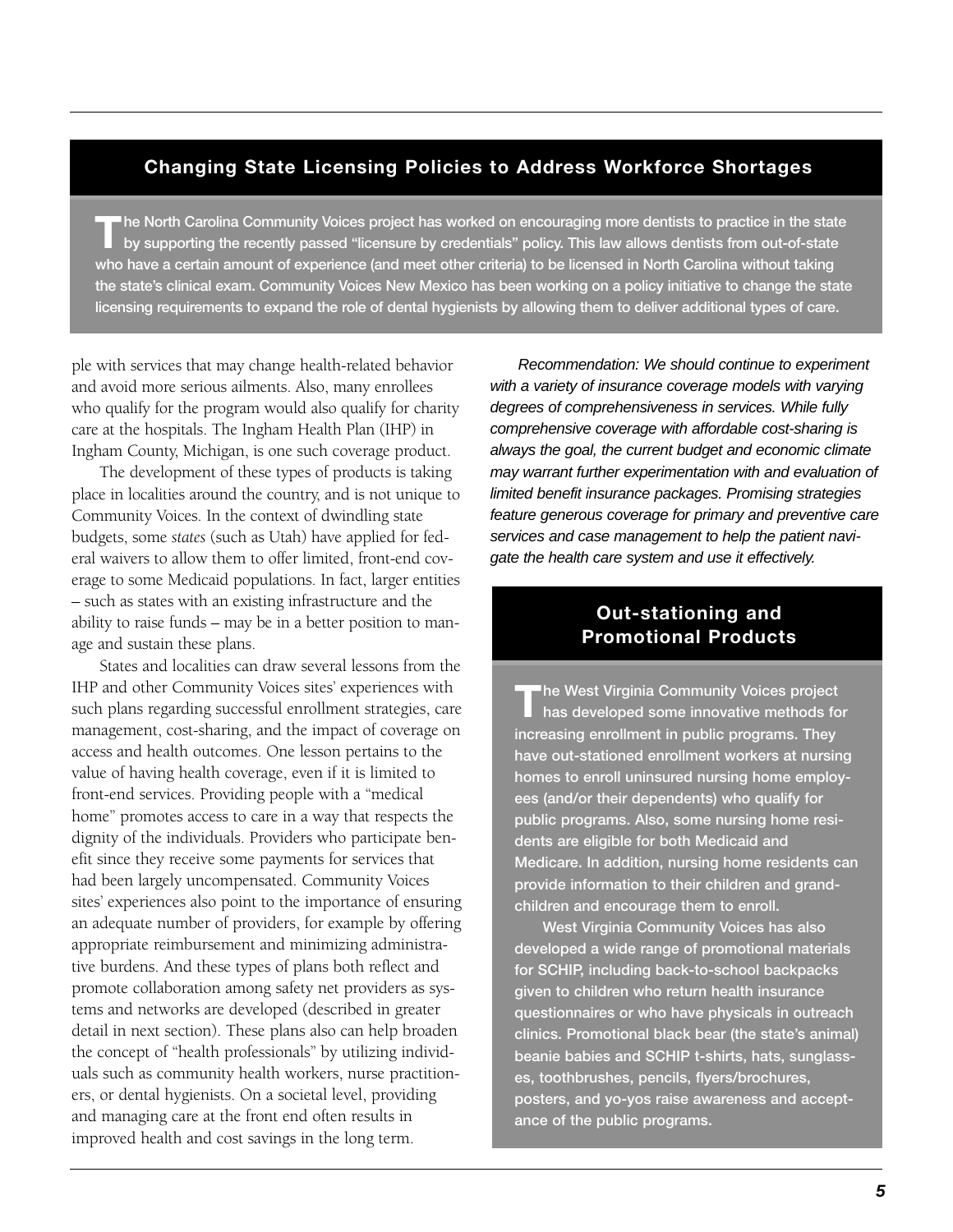## Changing State Licensing Policies to Address Workforce Shortages

**The North Carolina Community Voices project has worked on encouraging more dentists to practice in the state by supporting the recently passed "licensure by credentials" policy. This law allows dentists from out-of-state who have a certain amount of experience (and meet other criteria) to be licensed in North Carolina without taking the state's clinical exam. Community Voices New Mexico has been working on a policy initiative to change the state licensing requirements to expand the role of dental hygienists by allowing them to deliver additional types of care.**

ple with services that may change health-related behavior and avoid more serious ailments. Also, many enrollees who qualify for the program would also qualify for charity care at the hospitals. The Ingham Health Plan (IHP) in Ingham County, Michigan, is one such coverage product.

The development of these types of products is taking place in localities around the country, and is not unique to Community Voices. In the context of dwindling state budgets, some *states* (such as Utah) have applied for federal waivers to allow them to offer limited, front-end coverage to some Medicaid populations. In fact, larger entities – such as states with an existing infrastructure and the ability to raise funds – may be in a better position to manage and sustain these plans.

States and localities can draw several lessons from the IHP and other Community Voices sites' experiences with such plans regarding successful enrollment strategies, care management, cost-sharing, and the impact of coverage on access and health outcomes. One lesson pertains to the value of having health coverage, even if it is limited to front-end services. Providing people with a "medical home" promotes access to care in a way that respects the dignity of the individuals. Providers who participate benefit since they receive some payments for services that had been largely uncompensated. Community Voices sites' experiences also point to the importance of ensuring an adequate number of providers, for example by offering appropriate reimbursement and minimizing administrative burdens. And these types of plans both reflect and promote collaboration among safety net providers as systems and networks are developed (described in greater detail in next section). These plans also can help broaden the concept of "health professionals" by utilizing individuals such as community health workers, nurse practitioners, or dental hygienists. On a societal level, providing and managing care at the front end often results in improved health and cost savings in the long term.

*Recommendation: We should continue to experiment with a variety of insurance coverage models with varying degrees of comprehensiveness in services. While fully comprehensive coverage with affordable cost-sharing is always the goal, the current budget and economic climate may warrant further experimentation with and evaluation of limited benefit insurance packages. Promising strategies feature generous coverage for primary and preventive care services and case management to help the patient navigate the health care system and use it effectively.*

## Out-stationing and Promotional Products

**The West Virginia Community Voices project has developed some innovative methods for increasing enrollment in public programs. They have out-stationed enrollment workers at nursing homes to enroll uninsured nursing home employees (and/or their dependents) who qualify for public programs. Also, some nursing home residents are eligible for both Medicaid and Medicare. In addition, nursing home residents can provide information to their children and grandchildren and encourage them to enroll.**

**West Virginia Community Voices has also developed a wide range of promotional materials for SCHIP, including back-to-school backpacks given to children who return health insurance questionnaires or who have physicals in outreach clinics. Promotional black bear (the state's animal) beanie babies and SCHIP t-shirts, hats, sunglasses, toothbrushes, pencils, flyers/brochures, posters, and yo-yos raise awareness and acceptance of the public programs.**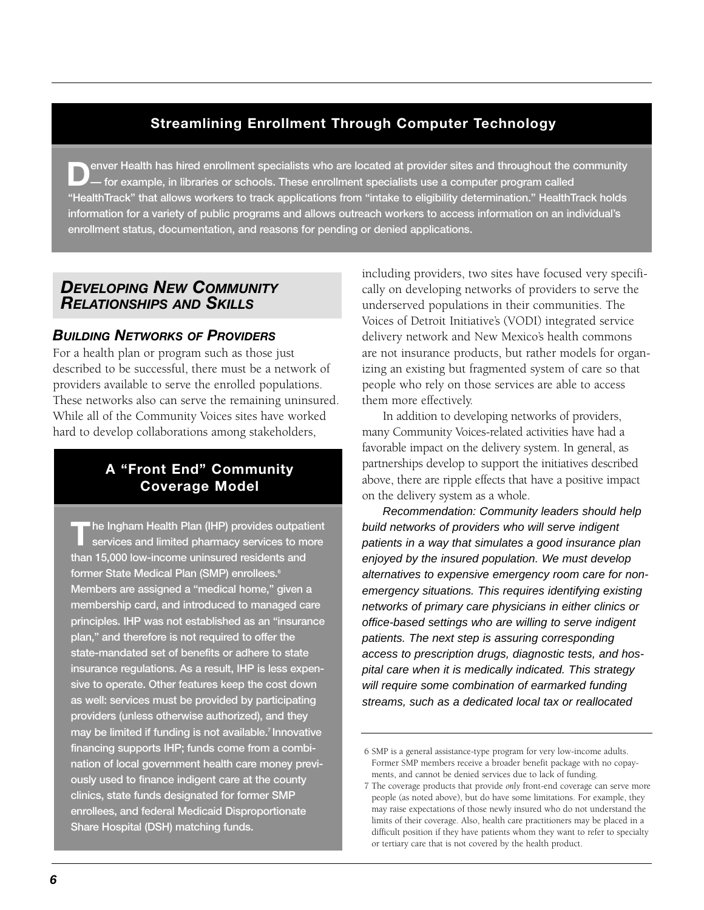## Streamlining Enrollment Through Computer Technology

**Denver Health has hired enrollment specialists who are located at provider sites and throughout the community — for example, in libraries or schools. These enrollment specialists use a computer program called "HealthTrack" that allows workers to track applications from "intake to eligibility determination." HealthTrack holds information for a variety of public programs and allows outreach workers to access information on an individual's enrollment status, documentation, and reasons for pending or denied applications.**

## *Developing New Community Relationships and Skills*

### *Building Networks of Providers*

For a health plan or program such as those just described to be successful, there must be a network of providers available to serve the enrolled populations. These networks also can serve the remaining uninsured. While all of the Community Voices sites have worked hard to develop collaborations among stakeholders, including providers, two sites have focused very specifically on developing networks of providers to serve the underserved populations in their communities. The Voices of Detroit Initiative's (VODI) integrated service delivery network and New Mexico's health commons are not insurance products, but rather models for organizing an existing but fragmented system of care so that people who rely on those services are able to access them more effectively.

In addition to developing networks of providers, many Community Voices-related activities have had a favorable impact on the delivery system. In general, as partnerships develop to support the initiatives described above, there are ripple effects that have a positive impact on the delivery system as a whole.

*Recommendation: Community leaders should help build networks of providers who will serve indigent patients in a way that simulates a good insurance plan enjoyed by the insured population. We must develop alternatives to expensive emergency room care for non-emergency situations. This requires identifying existing networks of primary care physicians in either clinics or office-based settings who are willing to serve indigent patients. The next step is assuring corresponding access to prescription drugs, diagnostic tests, and hospital care when it is medically indicated. This strategy will require some combination of earmarked funding streams, such as a dedicated local tax or reallocated*

## A "Front End" Community Coverage Model

**The Ingham Health Plan (IHP) provides outpatient services and limited pharmacy services to more than 15,000 low-income uninsured residents and former State Medical Plan (SMP) enrollees.[6] Members are assigned a "medical home," given a membership card, and introduced to managed care principles. IHP was not established as an "insurance plan," and therefore is not required to offer the state-mandated set of benefits or adhere to state insurance regulations. As a result, IHP is less expensive to operate. Other features keep the cost down as well: services must be provided by participating providers (unless otherwise authorized), and they may be limited if funding is not available.[7] Innovative financing supports IHP; funds come from a combination of local government health care money previously used to finance indigent care at the county clinics, state funds designated for former SMP enrollees, and federal Medicaid Disproportionate Share Hospital (DSH) matching funds.**

---

6 SMP is a general assistance-type program for very low-income adults. Former SMP members receive a broader benefit package with no copayments, and cannot be denied services due to lack of funding.

7 The coverage products that provide *only* front-end coverage can serve more people (as noted above), but do have some limitations. For example, they may raise expectations of those newly insured who do not understand the limits of their coverage. Also, health care practitioners may be placed in a difficult position if they have patients whom they want to refer to specialty or tertiary care that is not covered by the health product.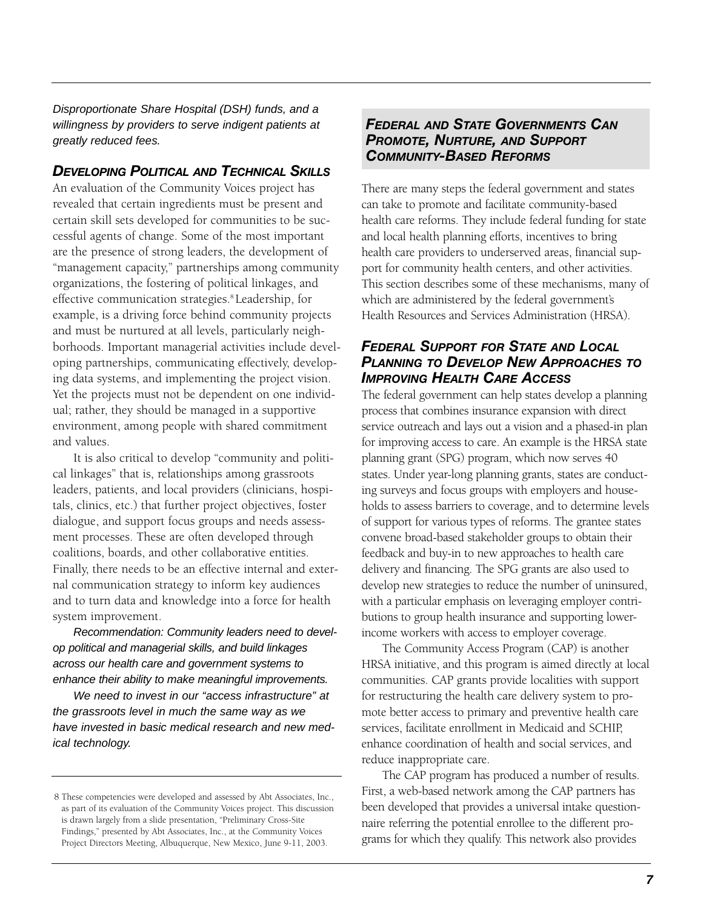*Disproportionate Share Hospital (DSH) funds, and a willingness by providers to serve indigent patients at greatly reduced fees.*

### *Developing Political and Technical Skills*

An evaluation of the Community Voices project has revealed that certain ingredients must be present and certain skill sets developed for communities to be successful agents of change. Some of the most important are the presence of strong leaders, the development of "management capacity," partnerships among community organizations, the fostering of political linkages, and effective communication strategies.[8] Leadership, for example, is a driving force behind community projects and must be nurtured at all levels, particularly neighborhoods. Important managerial activities include developing partnerships, communicating effectively, developing data systems, and implementing the project vision. Yet the projects must not be dependent on one individual; rather, they should be managed in a supportive environment, among people with shared commitment and values.

It is also critical to develop "community and political linkages" that is, relationships among grassroots leaders, patients, and local providers (clinicians, hospitals, clinics, etc.) that further project objectives, foster dialogue, and support focus groups and needs assessment processes. These are often developed through coalitions, boards, and other collaborative entities. Finally, there needs to be an effective internal and external communication strategy to inform key audiences and to turn data and knowledge into a force for health system improvement.

*Recommendation: Community leaders need to develop political and managerial skills, and build linkages across our health care and government systems to enhance their ability to make meaningful improvements.*

*We need to invest in our "access infrastructure" at the grassroots level in much the same way as we have invested in basic medical research and new medical technology.*

8 These competencies were developed and assessed by Abt Associates, Inc., as part of its evaluation of the Community Voices project. This discussion is drawn largely from a slide presentation, "Preliminary Cross-Site Findings," presented by Abt Associates, Inc., at the Community Voices Project Directors Meeting, Albuquerque, New Mexico, June 9-11, 2003.

## *Federal and State Governments Can Promote, Nurture, and Support Community-Based Reforms*

There are many steps the federal government and states can take to promote and facilitate community-based health care reforms. They include federal funding for state and local health planning efforts, incentives to bring health care providers to underserved areas, financial support for community health centers, and other activities. This section describes some of these mechanisms, many of which are administered by the federal government's Health Resources and Services Administration (HRSA).

### *Federal Support for State and Local Planning to Develop New Approaches to Improving Health Care Access*

The federal government can help states develop a planning process that combines insurance expansion with direct service outreach and lays out a vision and a phased-in plan for improving access to care. An example is the HRSA state planning grant (SPG) program, which now serves 40 states. Under year-long planning grants, states are conducting surveys and focus groups with employers and households to assess barriers to coverage, and to determine levels of support for various types of reforms. The grantee states convene broad-based stakeholder groups to obtain their feedback and buy-in to new approaches to health care delivery and financing. The SPG grants are also used to develop new strategies to reduce the number of uninsured, with a particular emphasis on leveraging employer contributions to group health insurance and supporting lower-income workers with access to employer coverage.

The Community Access Program (CAP) is another HRSA initiative, and this program is aimed directly at local communities. CAP grants provide localities with support for restructuring the health care delivery system to promote better access to primary and preventive health care services, facilitate enrollment in Medicaid and SCHIP, enhance coordination of health and social services, and reduce inappropriate care.

The CAP program has produced a number of results. First, a web-based network among the CAP partners has been developed that provides a universal intake questionnaire referring the potential enrollee to the different programs for which they qualify. This network also provides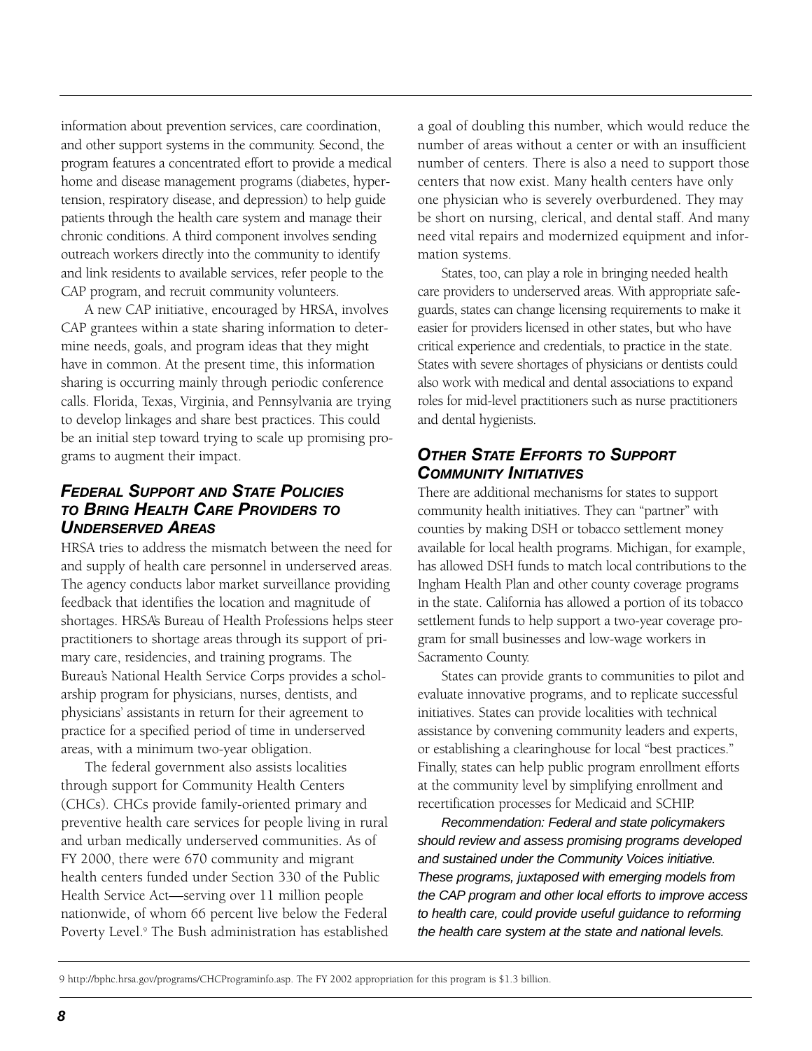information about prevention services, care coordination, and other support systems in the community. Second, the program features a concentrated effort to provide a medical home and disease management programs (diabetes, hypertension, respiratory disease, and depression) to help guide patients through the health care system and manage their chronic conditions. A third component involves sending outreach workers directly into the community to identify and link residents to available services, refer people to the CAP program, and recruit community volunteers.

A new CAP initiative, encouraged by HRSA, involves CAP grantees within a state sharing information to determine needs, goals, and program ideas that they might have in common. At the present time, this information sharing is occurring mainly through periodic conference calls. Florida, Texas, Virginia, and Pennsylvania are trying to develop linkages and share best practices. This could be an initial step toward trying to scale up promising programs to augment their impact.

### *Federal Support and State Policies to Bring Health Care Providers to Underserved Areas*

HRSA tries to address the mismatch between the need for and supply of health care personnel in underserved areas. The agency conducts labor market surveillance providing feedback that identifies the location and magnitude of shortages. HRSA's Bureau of Health Professions helps steer practitioners to shortage areas through its support of primary care, residencies, and training programs. The Bureau's National Health Service Corps provides a scholarship program for physicians, nurses, dentists, and physicians' assistants in return for their agreement to practice for a specified period of time in underserved areas, with a minimum two-year obligation.

The federal government also assists localities through support for Community Health Centers (CHCs). CHCs provide family-oriented primary and preventive health care services for people living in rural and urban medically underserved communities. As of FY 2000, there were 670 community and migrant health centers funded under Section 330 of the Public Health Service Act—serving over 11 million people nationwide, of whom 66 percent live below the Federal Poverty Level.[9] The Bush administration has established a goal of doubling this number, which would reduce the number of areas without a center or with an insufficient number of centers. There is also a need to support those centers that now exist. Many health centers have only one physician who is severely overburdened. They may be short on nursing, clerical, and dental staff. And many need vital repairs and modernized equipment and information systems.

States, too, can play a role in bringing needed health care providers to underserved areas. With appropriate safeguards, states can change licensing requirements to make it easier for providers licensed in other states, but who have critical experience and credentials, to practice in the state. States with severe shortages of physicians or dentists could also work with medical and dental associations to expand roles for mid-level practitioners such as nurse practitioners and dental hygienists.

### *Other State Efforts to Support Community Initiatives*

There are additional mechanisms for states to support community health initiatives. They can "partner" with counties by making DSH or tobacco settlement money available for local health programs. Michigan, for example, has allowed DSH funds to match local contributions to the Ingham Health Plan and other county coverage programs in the state. California has allowed a portion of its tobacco settlement funds to help support a two-year coverage program for small businesses and low-wage workers in Sacramento County.

States can provide grants to communities to pilot and evaluate innovative programs, and to replicate successful initiatives. States can provide localities with technical assistance by convening community leaders and experts, or establishing a clearinghouse for local "best practices." Finally, states can help public program enrollment efforts at the community level by simplifying enrollment and recertification processes for Medicaid and SCHIP.

*Recommendation: Federal and state policymakers should review and assess promising programs developed and sustained under the Community Voices initiative. These programs, juxtaposed with emerging models from the CAP program and other local efforts to improve access to health care, could provide useful guidance to reforming the health care system at the state and national levels.*

---

9 http://bphc.hrsa.gov/programs/CHCPrograminfo.asp. The FY 2002 appropriation for this program is $1.3 billion.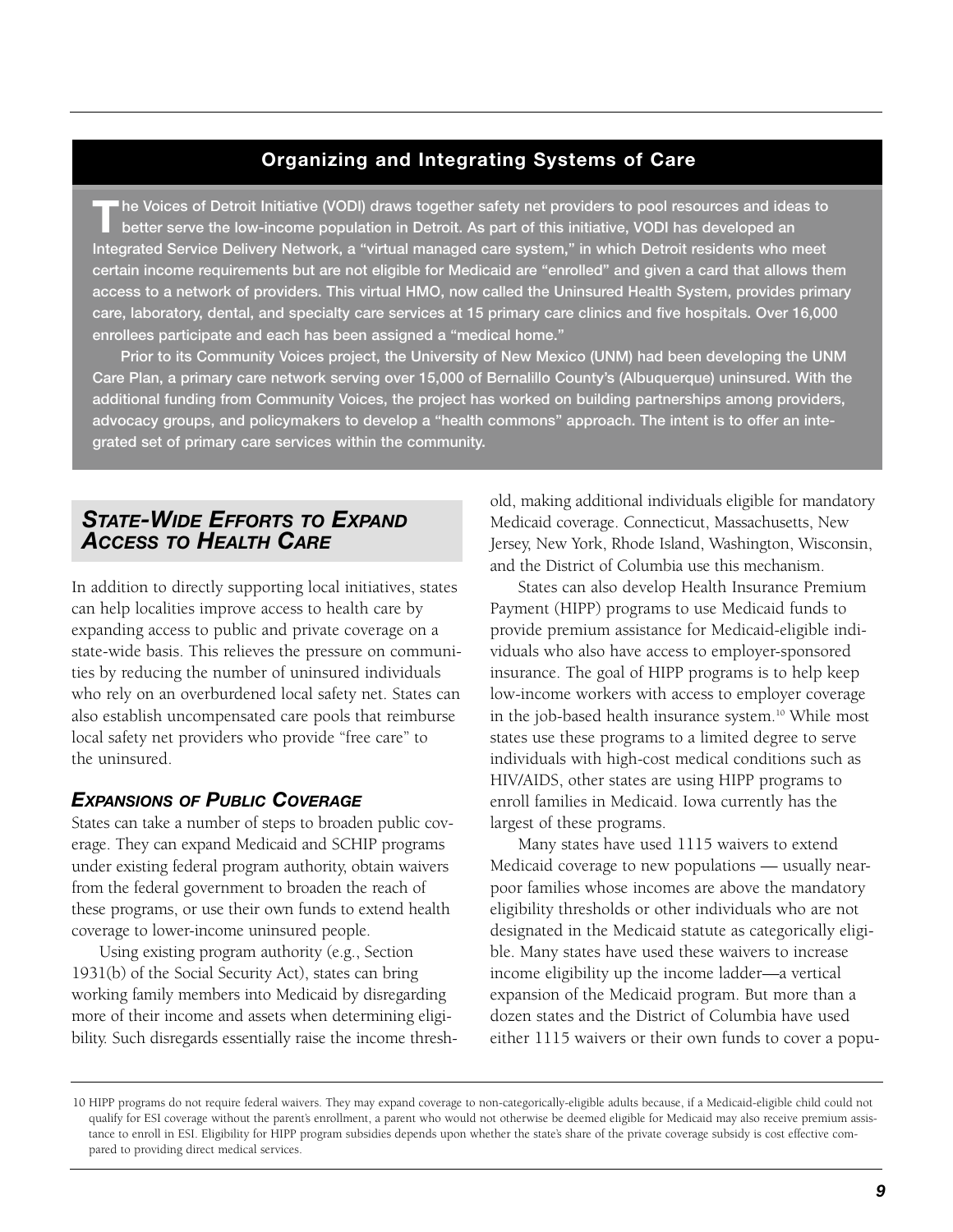## Organizing and Integrating Systems of Care

**The Voices of Detroit Initiative (VODI) draws together safety net providers to pool resources and ideas to better serve the low-income population in Detroit. As part of this initiative, VODI has developed an Integrated Service Delivery Network, a "virtual managed care system," in which Detroit residents who meet certain income requirements but are not eligible for Medicaid are "enrolled" and given a card that allows them access to a network of providers. This virtual HMO, now called the Uninsured Health System, provides primary care, laboratory, dental, and specialty care services at 15 primary care clinics and five hospitals. Over 16,000 enrollees participate and each has been assigned a "medical home."**

**Prior to its Community Voices project, the University of New Mexico (UNM) had been developing the UNM Care Plan, a primary care network serving over 15,000 of Bernalillo County's (Albuquerque) uninsured. With the additional funding from Community Voices, the project has worked on building partnerships among providers, advocacy groups, and policymakers to develop a "health commons" approach. The intent is to offer an integrated set of primary care services within the community.**

## *State-Wide Efforts to Expand Access to Health Care*

In addition to directly supporting local initiatives, states can help localities improve access to health care by expanding access to public and private coverage on a state-wide basis. This relieves the pressure on communities by reducing the number of uninsured individuals who rely on an overburdened local safety net. States can also establish uncompensated care pools that reimburse local safety net providers who provide "free care" to the uninsured.

### *Expansions of Public Coverage*

States can take a number of steps to broaden public coverage. They can expand Medicaid and SCHIP programs under existing federal program authority, obtain waivers from the federal government to broaden the reach of these programs, or use their own funds to extend health coverage to lower-income uninsured people.

Using existing program authority (e.g., Section 1931(b) of the Social Security Act), states can bring working family members into Medicaid by disregarding more of their income and assets when determining eligibility. Such disregards essentially raise the income threshold, making additional individuals eligible for mandatory Medicaid coverage. Connecticut, Massachusetts, New Jersey, New York, Rhode Island, Washington, Wisconsin, and the District of Columbia use this mechanism.

States can also develop Health Insurance Premium Payment (HIPP) programs to use Medicaid funds to provide premium assistance for Medicaid-eligible individuals who also have access to employer-sponsored insurance. The goal of HIPP programs is to help keep low-income workers with access to employer coverage in the job-based health insurance system.[10] While most states use these programs to a limited degree to serve individuals with high-cost medical conditions such as HIV/AIDS, other states are using HIPP programs to enroll families in Medicaid. Iowa currently has the largest of these programs.

Many states have used 1115 waivers to extend Medicaid coverage to new populations — usually near-poor families whose incomes are above the mandatory eligibility thresholds or other individuals who are not designated in the Medicaid statute as categorically eligible. Many states have used these waivers to increase income eligibility up the income ladder—a vertical expansion of the Medicaid program. But more than a dozen states and the District of Columbia have used either 1115 waivers or their own funds to cover a popu-

---

10 HIPP programs do not require federal waivers. They may expand coverage to non-categorically-eligible adults because, if a Medicaid-eligible child could not qualify for ESI coverage without the parent's enrollment, a parent who would not otherwise be deemed eligible for Medicaid may also receive premium assistance to enroll in ESI. Eligibility for HIPP program subsidies depends upon whether the state's share of the private coverage subsidy is cost effective compared to providing direct medical services.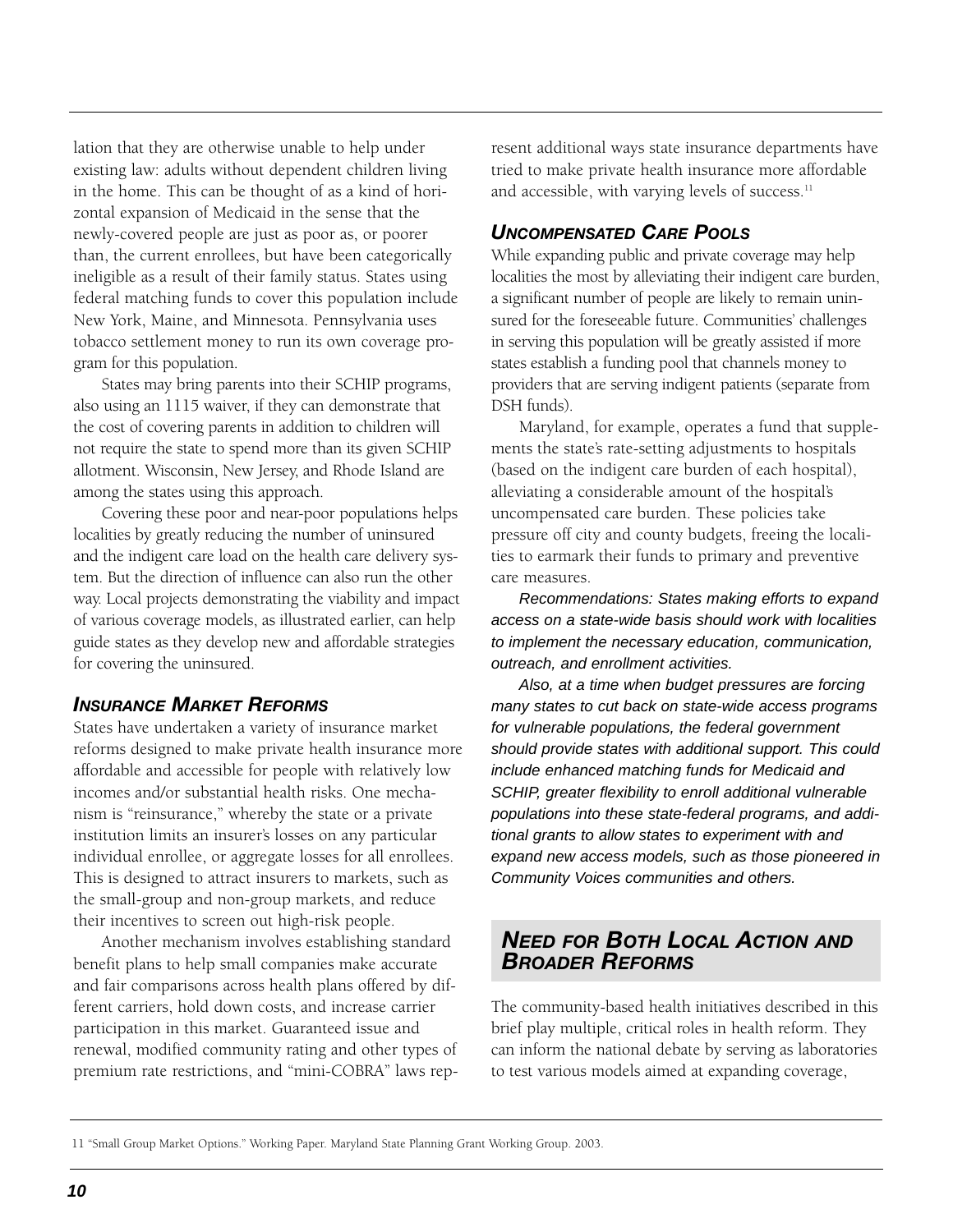lation that they are otherwise unable to help under existing law: adults without dependent children living in the home. This can be thought of as a kind of horizontal expansion of Medicaid in the sense that the newly-covered people are just as poor as, or poorer than, the current enrollees, but have been categorically ineligible as a result of their family status. States using federal matching funds to cover this population include New York, Maine, and Minnesota. Pennsylvania uses tobacco settlement money to run its own coverage program for this population.

States may bring parents into their SCHIP programs, also using an 1115 waiver, if they can demonstrate that the cost of covering parents in addition to children will not require the state to spend more than its given SCHIP allotment. Wisconsin, New Jersey, and Rhode Island are among the states using this approach.

Covering these poor and near-poor populations helps localities by greatly reducing the number of uninsured and the indigent care load on the health care delivery system. But the direction of influence can also run the other way. Local projects demonstrating the viability and impact of various coverage models, as illustrated earlier, can help guide states as they develop new and affordable strategies for covering the uninsured.

### *Insurance Market Reforms*

States have undertaken a variety of insurance market reforms designed to make private health insurance more affordable and accessible for people with relatively low incomes and/or substantial health risks. One mechanism is "reinsurance," whereby the state or a private institution limits an insurer's losses on any particular individual enrollee, or aggregate losses for all enrollees. This is designed to attract insurers to markets, such as the small-group and non-group markets, and reduce their incentives to screen out high-risk people.

Another mechanism involves establishing standard benefit plans to help small companies make accurate and fair comparisons across health plans offered by different carriers, hold down costs, and increase carrier participation in this market. Guaranteed issue and renewal, modified community rating and other types of premium rate restrictions, and "mini-COBRA" laws represent additional ways state insurance departments have tried to make private health insurance more affordable and accessible, with varying levels of success.[11]

### *Uncompensated Care Pools*

While expanding public and private coverage may help localities the most by alleviating their indigent care burden, a significant number of people are likely to remain uninsured for the foreseeable future. Communities' challenges in serving this population will be greatly assisted if more states establish a funding pool that channels money to providers that are serving indigent patients (separate from DSH funds).

Maryland, for example, operates a fund that supplements the state's rate-setting adjustments to hospitals (based on the indigent care burden of each hospital), alleviating a considerable amount of the hospital's uncompensated care burden. These policies take pressure off city and county budgets, freeing the localities to earmark their funds to primary and preventive care measures.

*Recommendations: States making efforts to expand access on a state-wide basis should work with localities to implement the necessary education, communication, outreach, and enrollment activities.*

*Also, at a time when budget pressures are forcing many states to cut back on state-wide access programs for vulnerable populations, the federal government should provide states with additional support. This could include enhanced matching funds for Medicaid and SCHIP, greater flexibility to enroll additional vulnerable populations into these state-federal programs, and additional grants to allow states to experiment with and expand new access models, such as those pioneered in Community Voices communities and others.*

## *Need for Both Local Action and Broader Reforms*

The community-based health initiatives described in this brief play multiple, critical roles in health reform. They can inform the national debate by serving as laboratories to test various models aimed at expanding coverage,

11 "Small Group Market Options." Working Paper. Maryland State Planning Grant Working Group. 2003.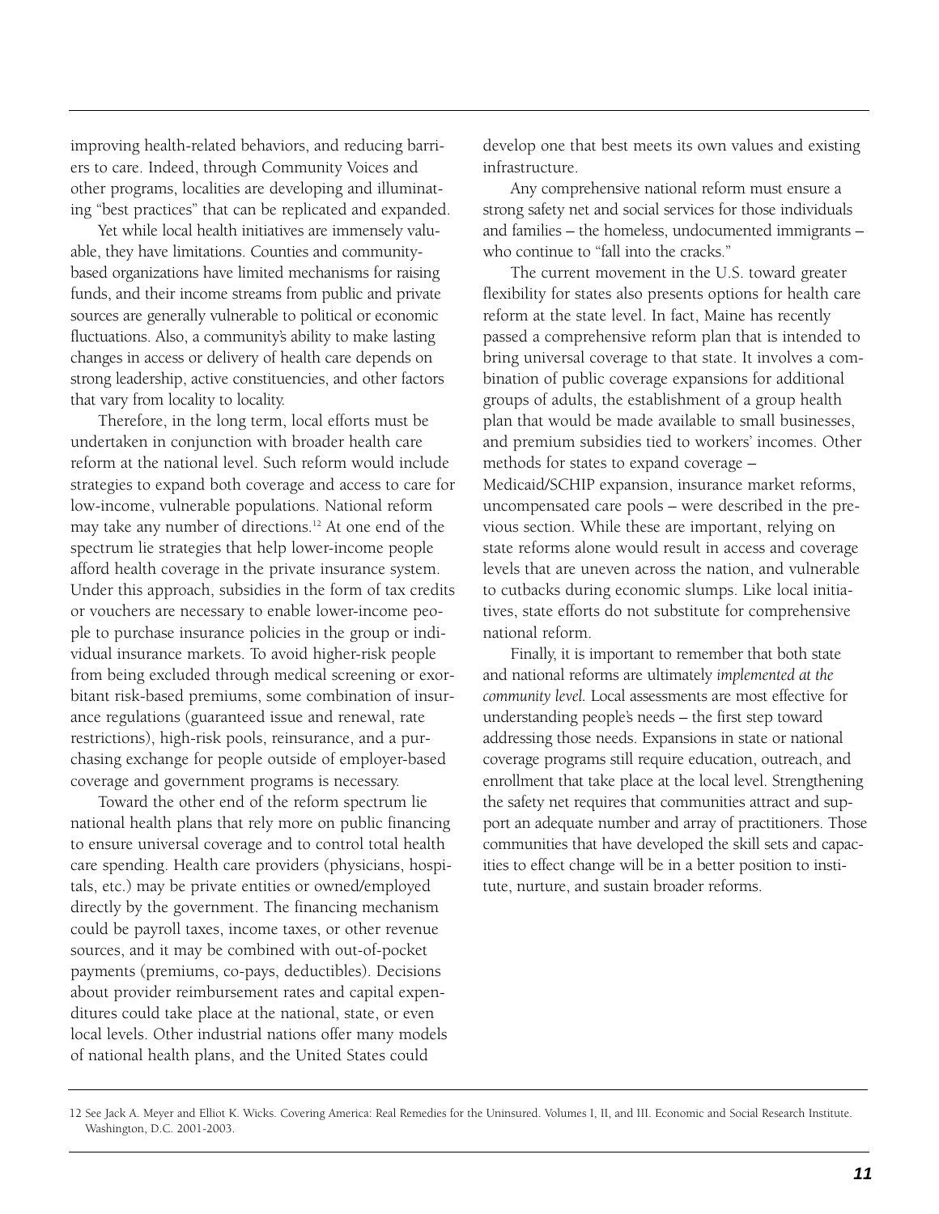improving health-related behaviors, and reducing barriers to care. Indeed, through Community Voices and other programs, localities are developing and illuminating "best practices" that can be replicated and expanded.

Yet while local health initiatives are immensely valuable, they have limitations. Counties and community-based organizations have limited mechanisms for raising funds, and their income streams from public and private sources are generally vulnerable to political or economic fluctuations. Also, a community's ability to make lasting changes in access or delivery of health care depends on strong leadership, active constituencies, and other factors that vary from locality to locality.

Therefore, in the long term, local efforts must be undertaken in conjunction with broader health care reform at the national level. Such reform would include strategies to expand both coverage and access to care for low-income, vulnerable populations. National reform may take any number of directions.[12] At one end of the spectrum lie strategies that help lower-income people afford health coverage in the private insurance system. Under this approach, subsidies in the form of tax credits or vouchers are necessary to enable lower-income people to purchase insurance policies in the group or individual insurance markets. To avoid higher-risk people from being excluded through medical screening or exorbitant risk-based premiums, some combination of insurance regulations (guaranteed issue and renewal, rate restrictions), high-risk pools, reinsurance, and a purchasing exchange for people outside of employer-based coverage and government programs is necessary.

Toward the other end of the reform spectrum lie national health plans that rely more on public financing to ensure universal coverage and to control total health care spending. Health care providers (physicians, hospitals, etc.) may be private entities or owned/employed directly by the government. The financing mechanism could be payroll taxes, income taxes, or other revenue sources, and it may be combined with out-of-pocket payments (premiums, co-pays, deductibles). Decisions about provider reimbursement rates and capital expenditures could take place at the national, state, or even local levels. Other industrial nations offer many models of national health plans, and the United States could develop one that best meets its own values and existing infrastructure.

Any comprehensive national reform must ensure a strong safety net and social services for those individuals and families – the homeless, undocumented immigrants – who continue to "fall into the cracks."

The current movement in the U.S. toward greater flexibility for states also presents options for health care reform at the state level. In fact, Maine has recently passed a comprehensive reform plan that is intended to bring universal coverage to that state. It involves a combination of public coverage expansions for additional groups of adults, the establishment of a group health plan that would be made available to small businesses, and premium subsidies tied to workers' incomes. Other methods for states to expand coverage – Medicaid/SCHIP expansion, insurance market reforms, uncompensated care pools – were described in the previous section. While these are important, relying on state reforms alone would result in access and coverage levels that are uneven across the nation, and vulnerable to cutbacks during economic slumps. Like local initiatives, state efforts do not substitute for comprehensive national reform.

Finally, it is important to remember that both state and national reforms are ultimately *implemented at the community level*. Local assessments are most effective for understanding people's needs – the first step toward addressing those needs. Expansions in state or national coverage programs still require education, outreach, and enrollment that take place at the local level. Strengthening the safety net requires that communities attract and support an adequate number and array of practitioners. Those communities that have developed the skill sets and capacities to effect change will be in a better position to institute, nurture, and sustain broader reforms.

---

12 See Jack A. Meyer and Elliot K. Wicks. Covering America: Real Remedies for the Uninsured. Volumes I, II, and III. Economic and Social Research Institute. Washington, D.C. 2001-2003.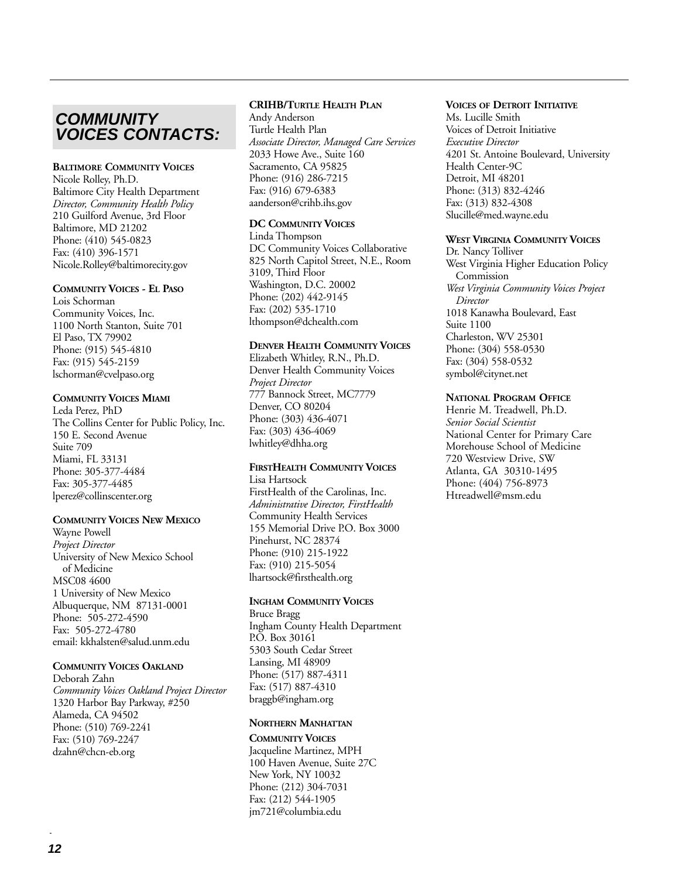# COMMUNITY VOICES CONTACTS:

**BALTIMORE COMMUNITY VOICES**
Nicole Rolley, Ph.D.
Baltimore City Health Department
*Director, Community Health Policy*
210 Guilford Avenue, 3rd Floor
Baltimore, MD 21202
Phone: (410) 545-0823
Fax: (410) 396-1571
Nicole.Rolley@baltimorecity.gov

**COMMUNITY VOICES - EL PASO**
Lois Schorman
Community Voices, Inc.
1100 North Stanton, Suite 701
El Paso, TX 79902
Phone: (915) 545-4810
Fax: (915) 545-2159
lschorman@cvelpaso.org

**COMMUNITY VOICES MIAMI**
Leda Perez, PhD
The Collins Center for Public Policy, Inc.
150 E. Second Avenue
Suite 709
Miami, FL 33131
Phone: 305-377-4484
Fax: 305-377-4485
lperez@collinscenter.org

**COMMUNITY VOICES NEW MEXICO**
Wayne Powell
*Project Director*
University of New Mexico School of Medicine
MSC08 4600
1 University of New Mexico
Albuquerque, NM 87131-0001
Phone: 505-272-4590
Fax: 505-272-4780
email: kkhalsten@salud.unm.edu

**COMMUNITY VOICES OAKLAND**
Deborah Zahn
*Community Voices Oakland Project Director*
1320 Harbor Bay Parkway, #250
Alameda, CA 94502
Phone: (510) 769-2241
Fax: (510) 769-2247
dzahn@chcn-eb.org

**CRIHB/TURTLE HEALTH PLAN**
Andy Anderson
Turtle Health Plan
*Associate Director, Managed Care Services*
2033 Howe Ave., Suite 160
Sacramento, CA 95825
Phone: (916) 286-7215
Fax: (916) 679-6383
aanderson@crihb.ihs.gov

**DC COMMUNITY VOICES**
Linda Thompson
DC Community Voices Collaborative
825 North Capitol Street, N.E., Room 3109, Third Floor
Washington, D.C. 20002
Phone: (202) 442-9145
Fax: (202) 535-1710
lthompson@dchealth.com

**DENVER HEALTH COMMUNITY VOICES**
Elizabeth Whitley, R.N., Ph.D.
Denver Health Community Voices
*Project Director*
777 Bannock Street, MC7779
Denver, CO 80204
Phone: (303) 436-4071
Fax: (303) 436-4069
lwhitley@dhha.org

**FIRSTHEALTH COMMUNITY VOICES**
Lisa Hartsock
FirstHealth of the Carolinas, Inc.
*Administrative Director, FirstHealth*
Community Health Services
155 Memorial Drive P.O. Box 3000
Pinehurst, NC 28374
Phone: (910) 215-1922
Fax: (910) 215-5054
lhartsock@firsthealth.org

**INGHAM COMMUNITY VOICES**
Bruce Bragg
Ingham County Health Department
P.O. Box 30161
5303 South Cedar Street
Lansing, MI 48909
Phone: (517) 887-4311
Fax: (517) 887-4310
braggb@ingham.org

**NORTHERN MANHATTAN COMMUNITY VOICES**
Jacqueline Martinez, MPH
100 Haven Avenue, Suite 27C
New York, NY 10032
Phone: (212) 304-7031
Fax: (212) 544-1905
jm721@columbia.edu

**VOICES OF DETROIT INITIATIVE**
Ms. Lucille Smith
Voices of Detroit Initiative
*Executive Director*
4201 St. Antoine Boulevard, University Health Center-9C
Detroit, MI 48201
Phone: (313) 832-4246
Fax: (313) 832-4308
Slucille@med.wayne.edu

**WEST VIRGINIA COMMUNITY VOICES**
Dr. Nancy Tolliver
West Virginia Higher Education Policy Commission
*West Virginia Community Voices Project Director*
1018 Kanawha Boulevard, East
Suite 1100
Charleston, WV 25301
Phone: (304) 558-0530
Fax: (304) 558-0532
symbol@citynet.net

**NATIONAL PROGRAM OFFICE**
Henrie M. Treadwell, Ph.D.
*Senior Social Scientist*
National Center for Primary Care
Morehouse School of Medicine
720 Westview Drive, SW
Atlanta, GA 30310-1495
Phone: (404) 756-8973
Htreadwell@msm.edu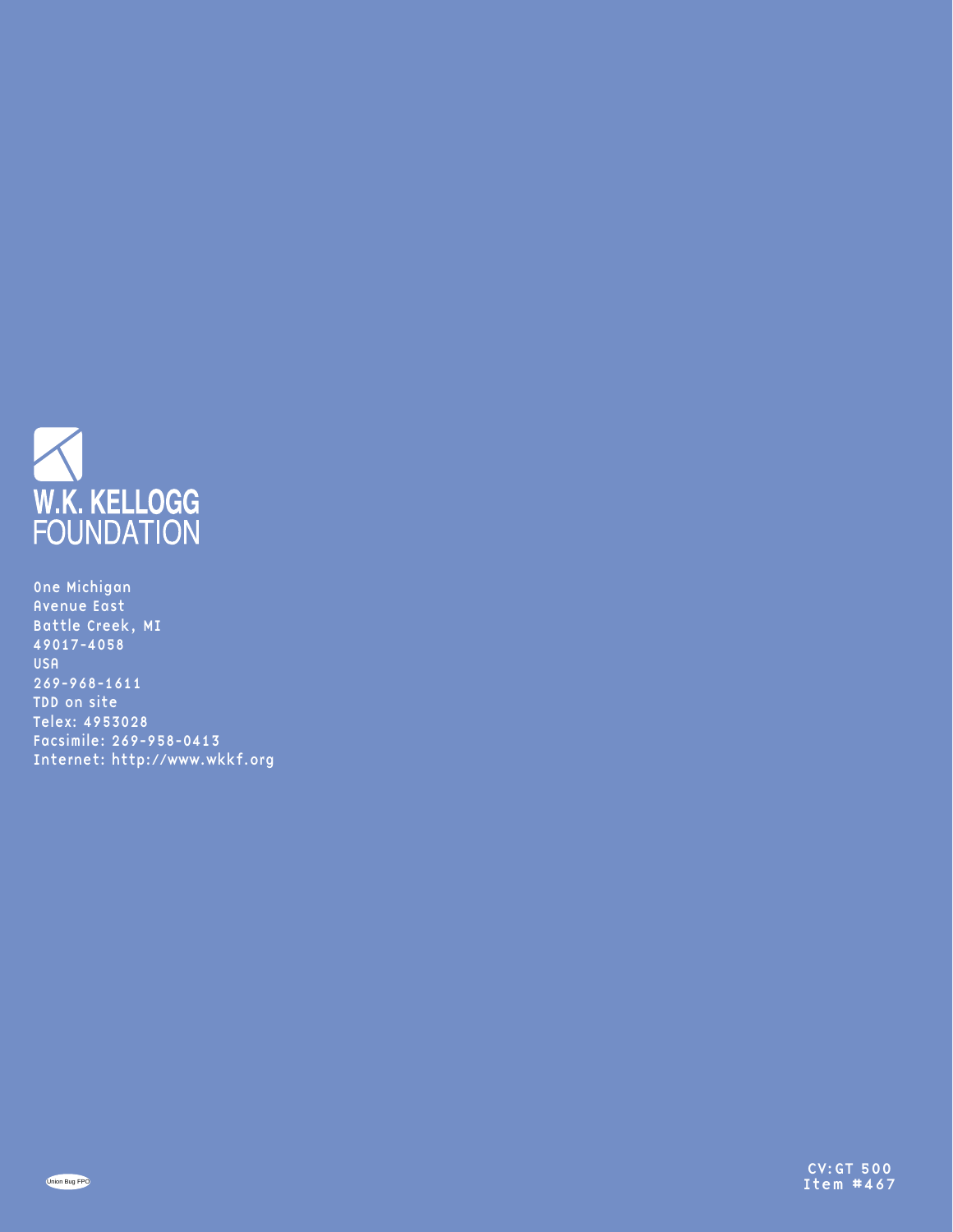W.K. KELLOGG
FOUNDATION

One Michigan
Avenue East
Battle Creek, MI
49017-4058
USA
269-968-1611
TDD on site
Telex: 4953028
Facsimile: 269-958-0413
Internet: http://www.wkkf.org

Union Bug FPO

CV:GT 500
Item #467